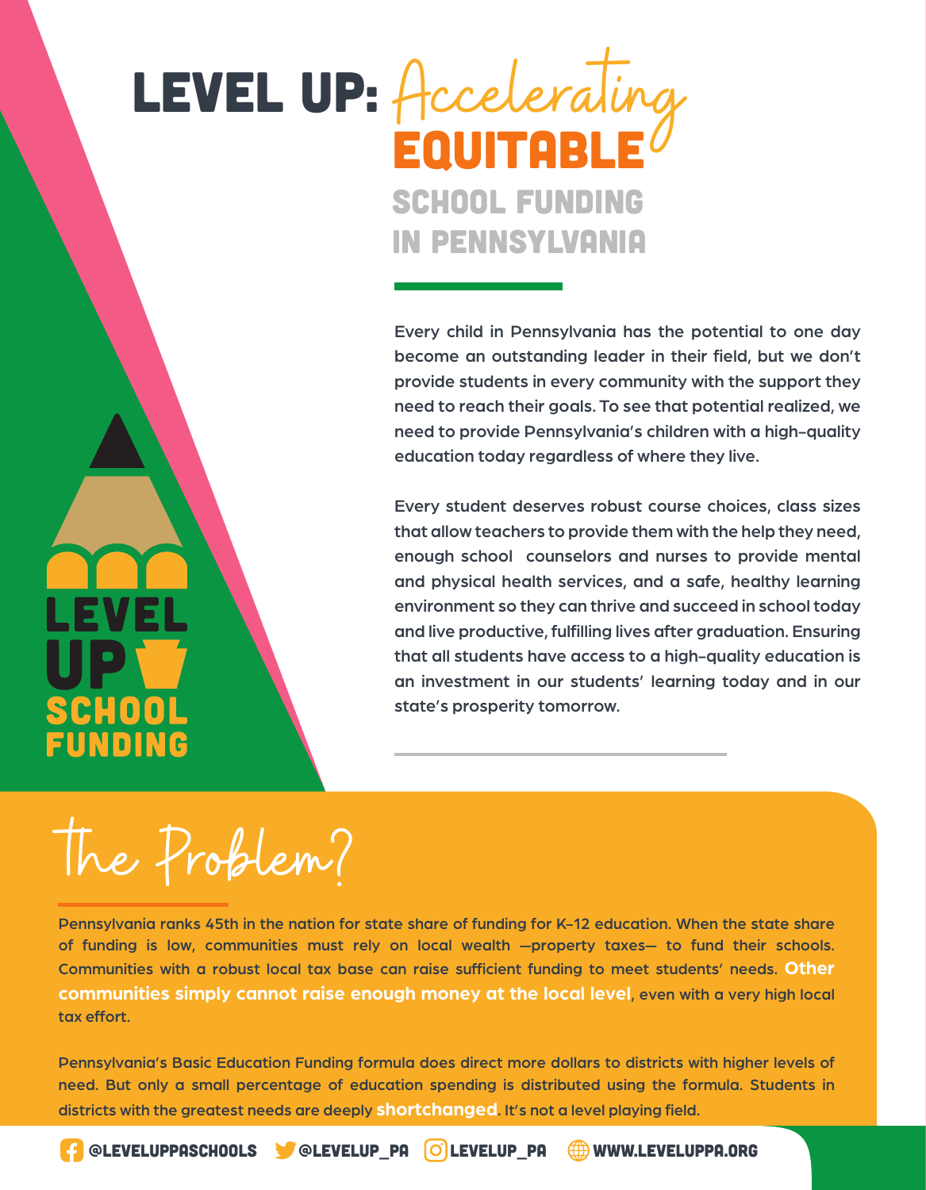# LEVEL UP: Accelerating EQUITABLE SCHOOL FUNDING IN PENNSYLVANIA

Every child in Pennsylvania has the potential to one day become an outstanding leader in their field, but we don't provide students in every community with the support they need to reach their goals. To see that potential realized, we need to provide Pennsylvania's children with a high-quality education today regardless of where they live.

Every student deserves robust course choices, class sizes that allow teachers to provide them with the help they need, enough school counselors and nurses to provide mental and physical health services, and a safe, healthy learning environment so they can thrive and succeed in school today and live productive, fulfilling lives after graduation. Ensuring that all students have access to a high-quality education is an investment in our students' learning today and in our state's prosperity tomorrow.

LEVEL UP SCHOOL FUNDING

## The Problem?

Pennsylvania ranks 45th in the nation for state share of funding for K-12 education. When the state share of funding is low, communities must rely on local wealth —property taxes— to fund their schools. Communities with a robust local tax base can raise sufficient funding to meet students' needs. **Other communities simply cannot raise enough money at the local level**, even with a very high local tax effort.

Pennsylvania's Basic Education Funding formula does direct more dollars to districts with higher levels of need. But only a small percentage of education spending is distributed using the formula. Students in districts with the greatest needs are deeply **shortchanged**. It's not a level playing field.

@LEVELUPPASCHOOLS @LEVELUP_PA LEVELUP_PA WWW.LEVELUPPA.ORG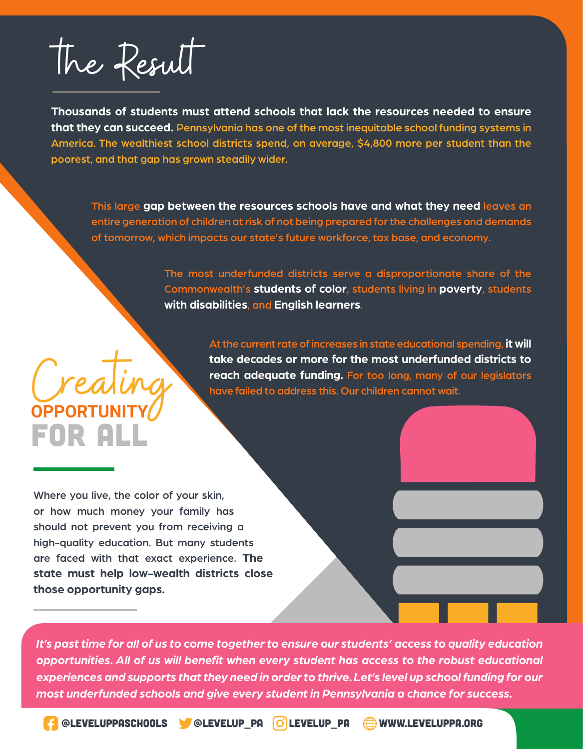# The Result

**Thousands of students must attend schools that lack the resources needed to ensure that they can succeed.** Pennsylvania has one of the most inequitable school funding systems in America. The wealthiest school districts spend, on average, $4,800 more per student than the poorest, and that gap has grown steadily wider.

This large **gap between the resources schools have and what they need** leaves an entire generation of children at risk of not being prepared for the challenges and demands of tomorrow, which impacts our state's future workforce, tax base, and economy.

The most underfunded districts serve a disproportionate share of the Commonwealth's **students of color**, students living in **poverty**, students **with disabilities**, and **English learners**.

At the current rate of increases in state educational spending, **it will take decades or more for the most underfunded districts to reach adequate funding.** For too long, many of our legislators have failed to address this. Our children cannot wait.

## Creating OPPORTUNITY FOR ALL

Where you live, the color of your skin, or how much money your family has should not prevent you from receiving a high-quality education. But many students are faced with that exact experience. **The state must help low-wealth districts close those opportunity gaps.**

*It's past time for all of us to come together to ensure our students' access to quality education opportunities. All of us will benefit when every student has access to the robust educational experiences and supports that they need in order to thrive. Let's level up school funding for our most underfunded schools and give every student in Pennsylvania a chance for success.*

@LEVELUPPASCHOOLS @LEVELUP_PA LEVELUP_PA WWW.LEVELUPPA.ORG